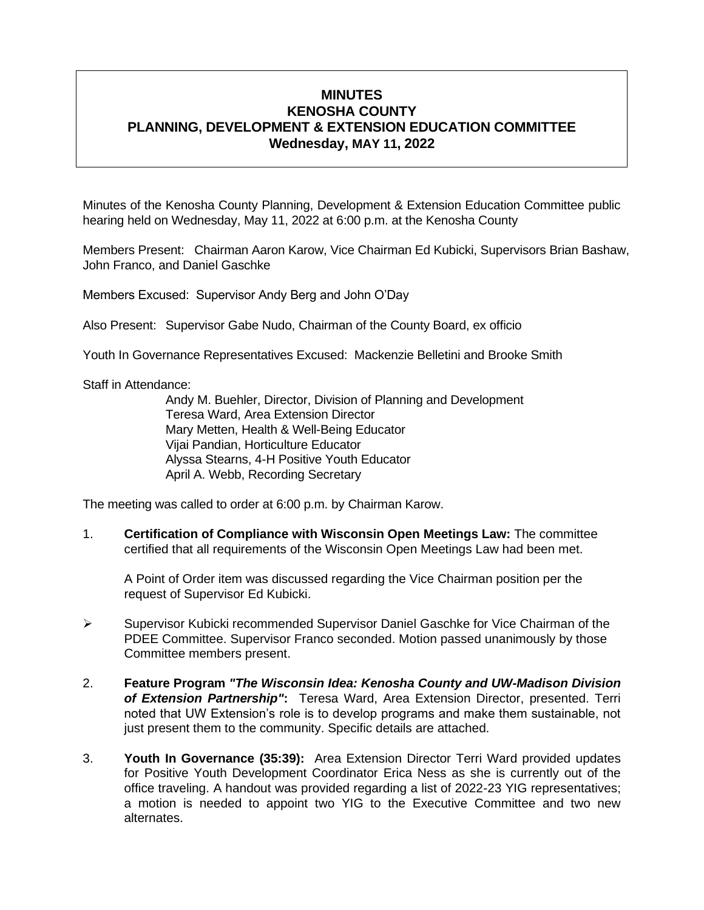# MINUTES
# KENOSHA COUNTY
# PLANNING, DEVELOPMENT & EXTENSION EDUCATION COMMITTEE
## Wednesday, MAY 11, 2022

Minutes of the Kenosha County Planning, Development & Extension Education Committee public hearing held on Wednesday, May 11, 2022 at 6:00 p.m. at the Kenosha County

Members Present: Chairman Aaron Karow, Vice Chairman Ed Kubicki, Supervisors Brian Bashaw, John Franco, and Daniel Gaschke

Members Excused: Supervisor Andy Berg and John O'Day

Also Present: Supervisor Gabe Nudo, Chairman of the County Board, ex officio

Youth In Governance Representatives Excused: Mackenzie Belletini and Brooke Smith

Staff in Attendance:

Andy M. Buehler, Director, Division of Planning and Development
Teresa Ward, Area Extension Director
Mary Metten, Health & Well-Being Educator
Vijai Pandian, Horticulture Educator
Alyssa Stearns, 4-H Positive Youth Educator
April A. Webb, Recording Secretary

The meeting was called to order at 6:00 p.m. by Chairman Karow.

1. **Certification of Compliance with Wisconsin Open Meetings Law:** The committee certified that all requirements of the Wisconsin Open Meetings Law had been met.

   A Point of Order item was discussed regarding the Vice Chairman position per the request of Supervisor Ed Kubicki.

- Supervisor Kubicki recommended Supervisor Daniel Gaschke for Vice Chairman of the PDEE Committee. Supervisor Franco seconded. Motion passed unanimously by those Committee members present.

2. **Feature Program *"The Wisconsin Idea: Kenosha County and UW-Madison Division of Extension Partnership"*:** Teresa Ward, Area Extension Director, presented. Terri noted that UW Extension's role is to develop programs and make them sustainable, not just present them to the community. Specific details are attached.

3. **Youth In Governance (35:39):** Area Extension Director Terri Ward provided updates for Positive Youth Development Coordinator Erica Ness as she is currently out of the office traveling. A handout was provided regarding a list of 2022-23 YIG representatives; a motion is needed to appoint two YIG to the Executive Committee and two new alternates.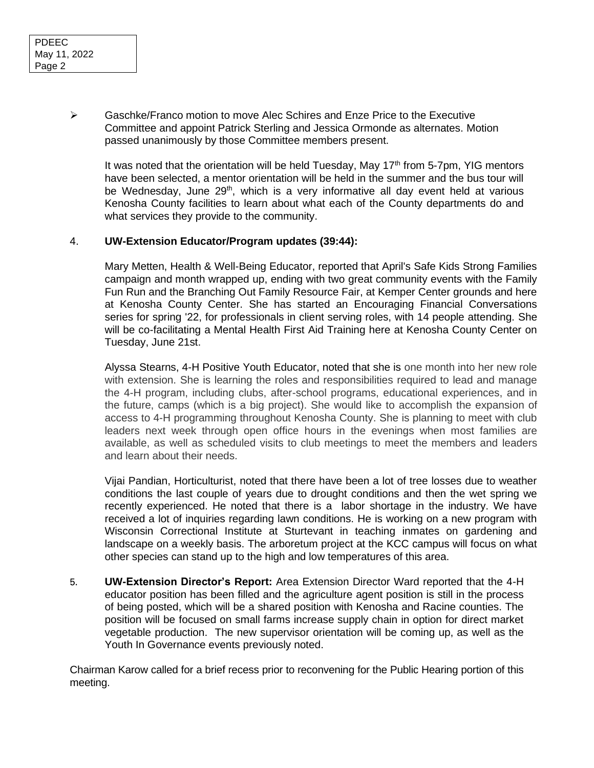- Gaschke/Franco motion to move Alec Schires and Enze Price to the Executive Committee and appoint Patrick Sterling and Jessica Ormonde as alternates. Motion passed unanimously by those Committee members present.

  It was noted that the orientation will be held Tuesday, May 17th from 5-7pm, YIG mentors have been selected, a mentor orientation will be held in the summer and the bus tour will be Wednesday, June 29th, which is a very informative all day event held at various Kenosha County facilities to learn about what each of the County departments do and what services they provide to the community.

4. **UW-Extension Educator/Program updates (39:44):**

   Mary Metten, Health & Well-Being Educator, reported that April's Safe Kids Strong Families campaign and month wrapped up, ending with two great community events with the Family Fun Run and the Branching Out Family Resource Fair, at Kemper Center grounds and here at Kenosha County Center. She has started an Encouraging Financial Conversations series for spring '22, for professionals in client serving roles, with 14 people attending. She will be co-facilitating a Mental Health First Aid Training here at Kenosha County Center on Tuesday, June 21st.

   Alyssa Stearns, 4-H Positive Youth Educator, noted that she is one month into her new role with extension. She is learning the roles and responsibilities required to lead and manage the 4-H program, including clubs, after-school programs, educational experiences, and in the future, camps (which is a big project). She would like to accomplish the expansion of access to 4-H programming throughout Kenosha County. She is planning to meet with club leaders next week through open office hours in the evenings when most families are available, as well as scheduled visits to club meetings to meet the members and leaders and learn about their needs.

   Vijai Pandian, Horticulturist, noted that there have been a lot of tree losses due to weather conditions the last couple of years due to drought conditions and then the wet spring we recently experienced. He noted that there is a labor shortage in the industry. We have received a lot of inquiries regarding lawn conditions. He is working on a new program with Wisconsin Correctional Institute at Sturtevant in teaching inmates on gardening and landscape on a weekly basis. The arboretum project at the KCC campus will focus on what other species can stand up to the high and low temperatures of this area.

5. **UW-Extension Director's Report:** Area Extension Director Ward reported that the 4-H educator position has been filled and the agriculture agent position is still in the process of being posted, which will be a shared position with Kenosha and Racine counties. The position will be focused on small farms increase supply chain in option for direct market vegetable production. The new supervisor orientation will be coming up, as well as the Youth In Governance events previously noted.

Chairman Karow called for a brief recess prior to reconvening for the Public Hearing portion of this meeting.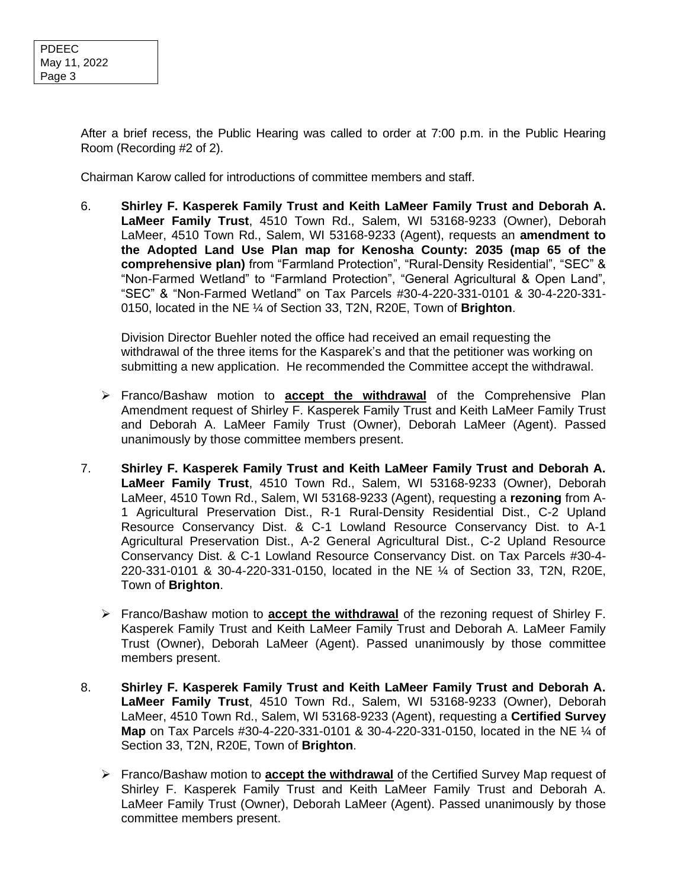After a brief recess, the Public Hearing was called to order at 7:00 p.m. in the Public Hearing Room (Recording #2 of 2).

Chairman Karow called for introductions of committee members and staff.

6. **Shirley F. Kasperek Family Trust and Keith LaMeer Family Trust and Deborah A. LaMeer Family Trust**, 4510 Town Rd., Salem, WI 53168-9233 (Owner), Deborah LaMeer, 4510 Town Rd., Salem, WI 53168-9233 (Agent), requests an **amendment to the Adopted Land Use Plan map for Kenosha County: 2035 (map 65 of the comprehensive plan)** from "Farmland Protection", "Rural-Density Residential", "SEC" & "Non-Farmed Wetland" to "Farmland Protection", "General Agricultural & Open Land", "SEC" & "Non-Farmed Wetland" on Tax Parcels #30-4-220-331-0101 & 30-4-220-331-0150, located in the NE ¼ of Section 33, T2N, R20E, Town of **Brighton**.

   Division Director Buehler noted the office had received an email requesting the withdrawal of the three items for the Kasparek's and that the petitioner was working on submitting a new application. He recommended the Committee accept the withdrawal.

   - Franco/Bashaw motion to **accept the withdrawal** of the Comprehensive Plan Amendment request of Shirley F. Kasperek Family Trust and Keith LaMeer Family Trust and Deborah A. LaMeer Family Trust (Owner), Deborah LaMeer (Agent). Passed unanimously by those committee members present.

7. **Shirley F. Kasperek Family Trust and Keith LaMeer Family Trust and Deborah A. LaMeer Family Trust**, 4510 Town Rd., Salem, WI 53168-9233 (Owner), Deborah LaMeer, 4510 Town Rd., Salem, WI 53168-9233 (Agent), requesting a **rezoning** from A-1 Agricultural Preservation Dist., R-1 Rural-Density Residential Dist., C-2 Upland Resource Conservancy Dist. & C-1 Lowland Resource Conservancy Dist. to A-1 Agricultural Preservation Dist., A-2 General Agricultural Dist., C-2 Upland Resource Conservancy Dist. & C-1 Lowland Resource Conservancy Dist. on Tax Parcels #30-4-220-331-0101 & 30-4-220-331-0150, located in the NE ¼ of Section 33, T2N, R20E, Town of **Brighton**.

   - Franco/Bashaw motion to **accept the withdrawal** of the rezoning request of Shirley F. Kasperek Family Trust and Keith LaMeer Family Trust and Deborah A. LaMeer Family Trust (Owner), Deborah LaMeer (Agent). Passed unanimously by those committee members present.

8. **Shirley F. Kasperek Family Trust and Keith LaMeer Family Trust and Deborah A. LaMeer Family Trust**, 4510 Town Rd., Salem, WI 53168-9233 (Owner), Deborah LaMeer, 4510 Town Rd., Salem, WI 53168-9233 (Agent), requesting a **Certified Survey Map** on Tax Parcels #30-4-220-331-0101 & 30-4-220-331-0150, located in the NE ¼ of Section 33, T2N, R20E, Town of **Brighton**.

   - Franco/Bashaw motion to **accept the withdrawal** of the Certified Survey Map request of Shirley F. Kasperek Family Trust and Keith LaMeer Family Trust and Deborah A. LaMeer Family Trust (Owner), Deborah LaMeer (Agent). Passed unanimously by those committee members present.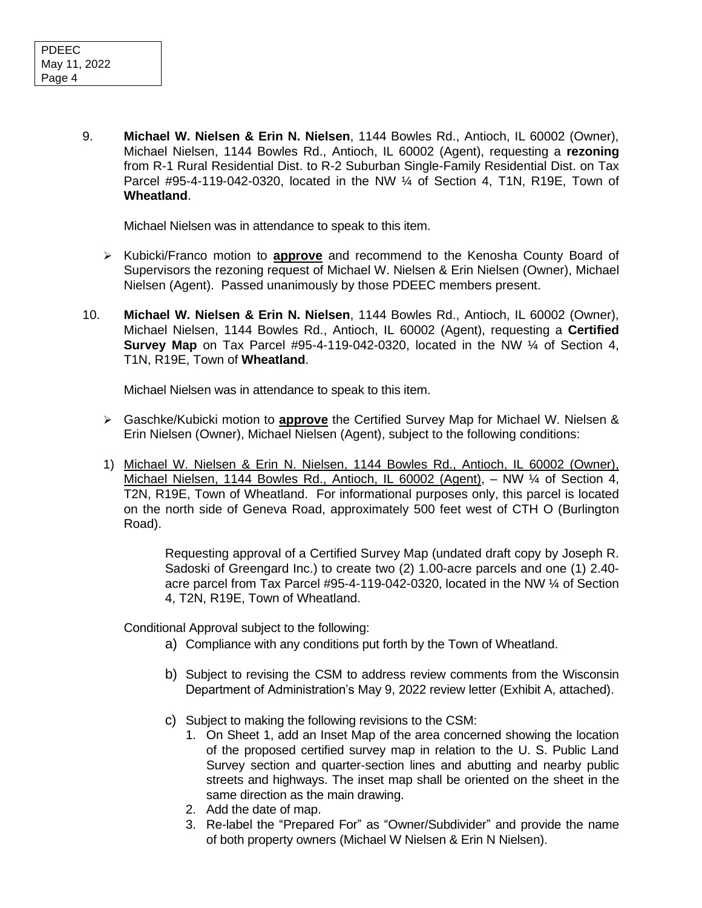9. **Michael W. Nielsen & Erin N. Nielsen**, 1144 Bowles Rd., Antioch, IL 60002 (Owner), Michael Nielsen, 1144 Bowles Rd., Antioch, IL 60002 (Agent), requesting a **rezoning** from R-1 Rural Residential Dist. to R-2 Suburban Single-Family Residential Dist. on Tax Parcel #95-4-119-042-0320, located in the NW ¼ of Section 4, T1N, R19E, Town of **Wheatland**.

   Michael Nielsen was in attendance to speak to this item.

   - Kubicki/Franco motion to **approve** and recommend to the Kenosha County Board of Supervisors the rezoning request of Michael W. Nielsen & Erin Nielsen (Owner), Michael Nielsen (Agent). Passed unanimously by those PDEEC members present.

10. **Michael W. Nielsen & Erin N. Nielsen**, 1144 Bowles Rd., Antioch, IL 60002 (Owner), Michael Nielsen, 1144 Bowles Rd., Antioch, IL 60002 (Agent), requesting a **Certified Survey Map** on Tax Parcel #95-4-119-042-0320, located in the NW ¼ of Section 4, T1N, R19E, Town of **Wheatland**.

    Michael Nielsen was in attendance to speak to this item.

    - Gaschke/Kubicki motion to **approve** the Certified Survey Map for Michael W. Nielsen & Erin Nielsen (Owner), Michael Nielsen (Agent), subject to the following conditions:

    1) Michael W. Nielsen & Erin N. Nielsen, 1144 Bowles Rd., Antioch, IL 60002 (Owner), Michael Nielsen, 1144 Bowles Rd., Antioch, IL 60002 (Agent), – NW ¼ of Section 4, T2N, R19E, Town of Wheatland. For informational purposes only, this parcel is located on the north side of Geneva Road, approximately 500 feet west of CTH O (Burlington Road).

       Requesting approval of a Certified Survey Map (undated draft copy by Joseph R. Sadoski of Greengard Inc.) to create two (2) 1.00-acre parcels and one (1) 2.40-acre parcel from Tax Parcel #95-4-119-042-0320, located in the NW ¼ of Section 4, T2N, R19E, Town of Wheatland.

    Conditional Approval subject to the following:

    a) Compliance with any conditions put forth by the Town of Wheatland.

    b) Subject to revising the CSM to address review comments from the Wisconsin Department of Administration's May 9, 2022 review letter (Exhibit A, attached).

    c) Subject to making the following revisions to the CSM:
       1. On Sheet 1, add an Inset Map of the area concerned showing the location of the proposed certified survey map in relation to the U. S. Public Land Survey section and quarter-section lines and abutting and nearby public streets and highways. The inset map shall be oriented on the sheet in the same direction as the main drawing.
       2. Add the date of map.
       3. Re-label the "Prepared For" as "Owner/Subdivider" and provide the name of both property owners (Michael W Nielsen & Erin N Nielsen).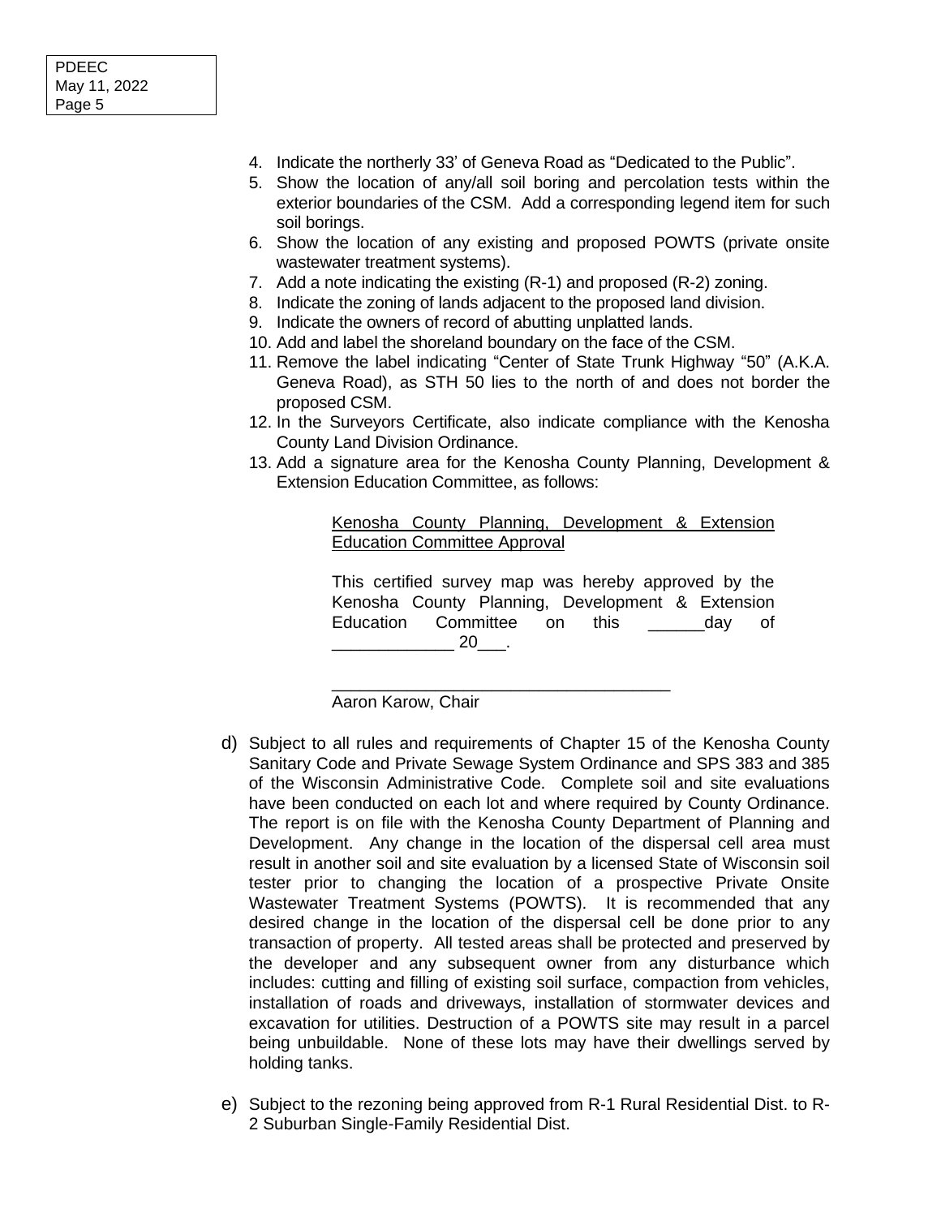4. Indicate the northerly 33' of Geneva Road as "Dedicated to the Public".
5. Show the location of any/all soil boring and percolation tests within the exterior boundaries of the CSM. Add a corresponding legend item for such soil borings.
6. Show the location of any existing and proposed POWTS (private onsite wastewater treatment systems).
7. Add a note indicating the existing (R-1) and proposed (R-2) zoning.
8. Indicate the zoning of lands adjacent to the proposed land division.
9. Indicate the owners of record of abutting unplatted lands.
10. Add and label the shoreland boundary on the face of the CSM.
11. Remove the label indicating "Center of State Trunk Highway "50" (A.K.A. Geneva Road), as STH 50 lies to the north of and does not border the proposed CSM.
12. In the Surveyors Certificate, also indicate compliance with the Kenosha County Land Division Ordinance.
13. Add a signature area for the Kenosha County Planning, Development & Extension Education Committee, as follows:

   <u>Kenosha County Planning, Development & Extension Education Committee Approval</u>

   This certified survey map was hereby approved by the Kenosha County Planning, Development & Extension Education Committee on this ______day of _____________ 20___.

   ____________________________________
   Aaron Karow, Chair

d) Subject to all rules and requirements of Chapter 15 of the Kenosha County Sanitary Code and Private Sewage System Ordinance and SPS 383 and 385 of the Wisconsin Administrative Code. Complete soil and site evaluations have been conducted on each lot and where required by County Ordinance. The report is on file with the Kenosha County Department of Planning and Development. Any change in the location of the dispersal cell area must result in another soil and site evaluation by a licensed State of Wisconsin soil tester prior to changing the location of a prospective Private Onsite Wastewater Treatment Systems (POWTS). It is recommended that any desired change in the location of the dispersal cell be done prior to any transaction of property. All tested areas shall be protected and preserved by the developer and any subsequent owner from any disturbance which includes: cutting and filling of existing soil surface, compaction from vehicles, installation of roads and driveways, installation of stormwater devices and excavation for utilities. Destruction of a POWTS site may result in a parcel being unbuildable. None of these lots may have their dwellings served by holding tanks.

e) Subject to the rezoning being approved from R-1 Rural Residential Dist. to R-2 Suburban Single-Family Residential Dist.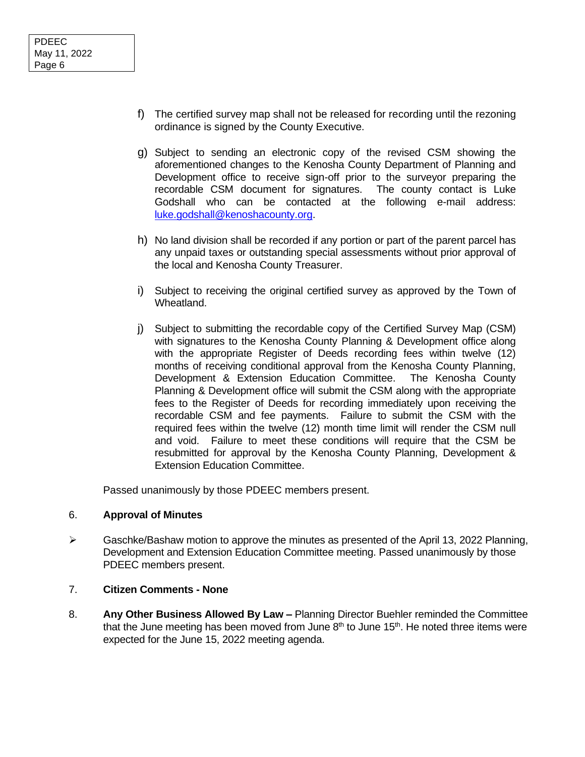f) The certified survey map shall not be released for recording until the rezoning ordinance is signed by the County Executive.

g) Subject to sending an electronic copy of the revised CSM showing the aforementioned changes to the Kenosha County Department of Planning and Development office to receive sign-off prior to the surveyor preparing the recordable CSM document for signatures. The county contact is Luke Godshall who can be contacted at the following e-mail address: luke.godshall@kenoshacounty.org.

h) No land division shall be recorded if any portion or part of the parent parcel has any unpaid taxes or outstanding special assessments without prior approval of the local and Kenosha County Treasurer.

i) Subject to receiving the original certified survey as approved by the Town of Wheatland.

j) Subject to submitting the recordable copy of the Certified Survey Map (CSM) with signatures to the Kenosha County Planning & Development office along with the appropriate Register of Deeds recording fees within twelve (12) months of receiving conditional approval from the Kenosha County Planning, Development & Extension Education Committee. The Kenosha County Planning & Development office will submit the CSM along with the appropriate fees to the Register of Deeds for recording immediately upon receiving the recordable CSM and fee payments. Failure to submit the CSM with the required fees within the twelve (12) month time limit will render the CSM null and void. Failure to meet these conditions will require that the CSM be resubmitted for approval by the Kenosha County Planning, Development & Extension Education Committee.

Passed unanimously by those PDEEC members present.

6. **Approval of Minutes**

- Gaschke/Bashaw motion to approve the minutes as presented of the April 13, 2022 Planning, Development and Extension Education Committee meeting. Passed unanimously by those PDEEC members present.

7. **Citizen Comments - None**

8. **Any Other Business Allowed By Law –** Planning Director Buehler reminded the Committee that the June meeting has been moved from June 8th to June 15th. He noted three items were expected for the June 15, 2022 meeting agenda.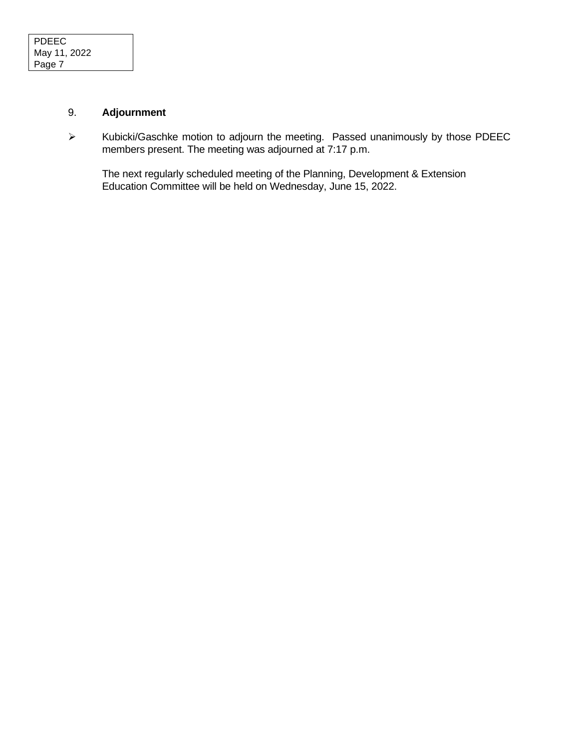9. **Adjournment**

- Kubicki/Gaschke motion to adjourn the meeting. Passed unanimously by those PDEEC members present. The meeting was adjourned at 7:17 p.m.

  The next regularly scheduled meeting of the Planning, Development & Extension Education Committee will be held on Wednesday, June 15, 2022.